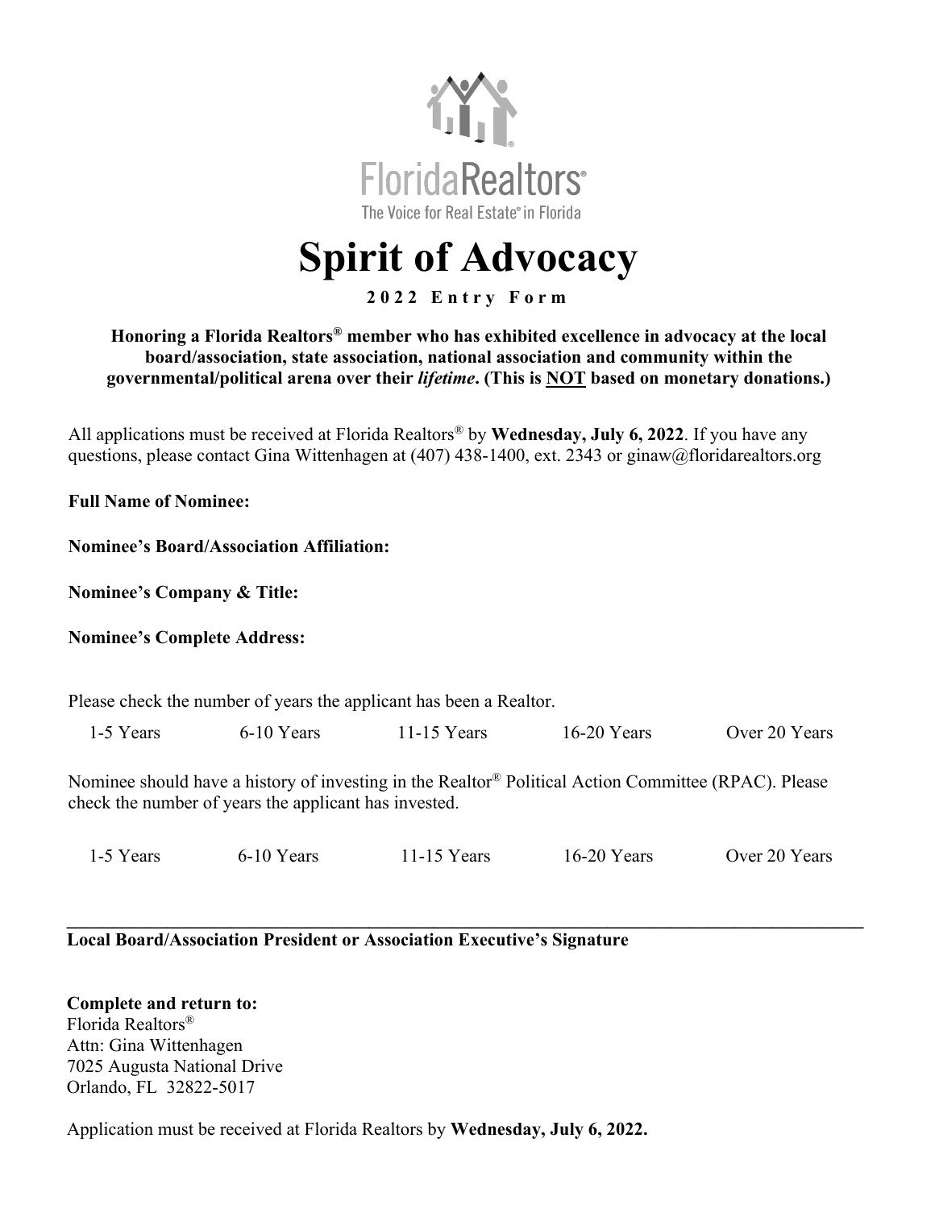FloridaRealtors®

The Voice for Real Estate® in Florida

# Spirit of Advocacy

**2022 Entry Form**

**Honoring a Florida Realtors® member who has exhibited excellence in advocacy at the local board/association, state association, national association and community within the governmental/political arena over their *lifetime*. (This is NOT based on monetary donations.)**

All applications must be received at Florida Realtors® by **Wednesday, July 6, 2022**. If you have any questions, please contact Gina Wittenhagen at (407) 438-1400, ext. 2343 or ginaw@floridarealtors.org

**Full Name of Nominee:**

**Nominee's Board/Association Affiliation:**

**Nominee's Company & Title:**

**Nominee's Complete Address:**

Please check the number of years the applicant has been a Realtor.

1-5 Years     6-10 Years     11-15 Years     16-20 Years     Over 20 Years

Nominee should have a history of investing in the Realtor® Political Action Committee (RPAC). Please check the number of years the applicant has invested.

1-5 Years     6-10 Years     11-15 Years     16-20 Years     Over 20 Years

---

**Local Board/Association President or Association Executive's Signature**

**Complete and return to:**
Florida Realtors®
Attn: Gina Wittenhagen
7025 Augusta National Drive
Orlando, FL 32822-5017

Application must be received at Florida Realtors by **Wednesday, July 6, 2022.**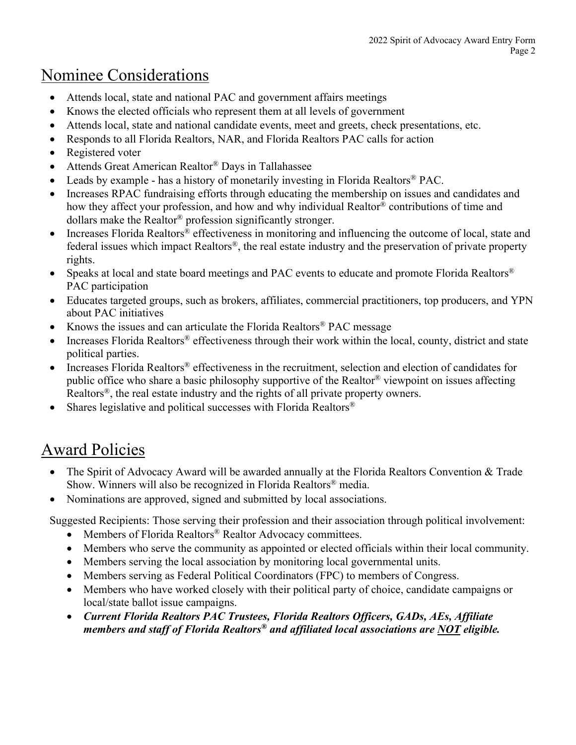## Nominee Considerations

- Attends local, state and national PAC and government affairs meetings
- Knows the elected officials who represent them at all levels of government
- Attends local, state and national candidate events, meet and greets, check presentations, etc.
- Responds to all Florida Realtors, NAR, and Florida Realtors PAC calls for action
- Registered voter
- Attends Great American Realtor® Days in Tallahassee
- Leads by example - has a history of monetarily investing in Florida Realtors® PAC.
- Increases RPAC fundraising efforts through educating the membership on issues and candidates and how they affect your profession, and how and why individual Realtor® contributions of time and dollars make the Realtor® profession significantly stronger.
- Increases Florida Realtors® effectiveness in monitoring and influencing the outcome of local, state and federal issues which impact Realtors®, the real estate industry and the preservation of private property rights.
- Speaks at local and state board meetings and PAC events to educate and promote Florida Realtors® PAC participation
- Educates targeted groups, such as brokers, affiliates, commercial practitioners, top producers, and YPN about PAC initiatives
- Knows the issues and can articulate the Florida Realtors® PAC message
- Increases Florida Realtors® effectiveness through their work within the local, county, district and state political parties.
- Increases Florida Realtors® effectiveness in the recruitment, selection and election of candidates for public office who share a basic philosophy supportive of the Realtor® viewpoint on issues affecting Realtors®, the real estate industry and the rights of all private property owners.
- Shares legislative and political successes with Florida Realtors®

## Award Policies

- The Spirit of Advocacy Award will be awarded annually at the Florida Realtors Convention & Trade Show. Winners will also be recognized in Florida Realtors® media.
- Nominations are approved, signed and submitted by local associations.

Suggested Recipients: Those serving their profession and their association through political involvement:

- Members of Florida Realtors® Realtor Advocacy committees.
- Members who serve the community as appointed or elected officials within their local community.
- Members serving the local association by monitoring local governmental units.
- Members serving as Federal Political Coordinators (FPC) to members of Congress.
- Members who have worked closely with their political party of choice, candidate campaigns or local/state ballot issue campaigns.
- ***Current Florida Realtors PAC Trustees, Florida Realtors Officers, GADs, AEs, Affiliate members and staff of Florida Realtors® and affiliated local associations are <u>NOT</u> eligible.***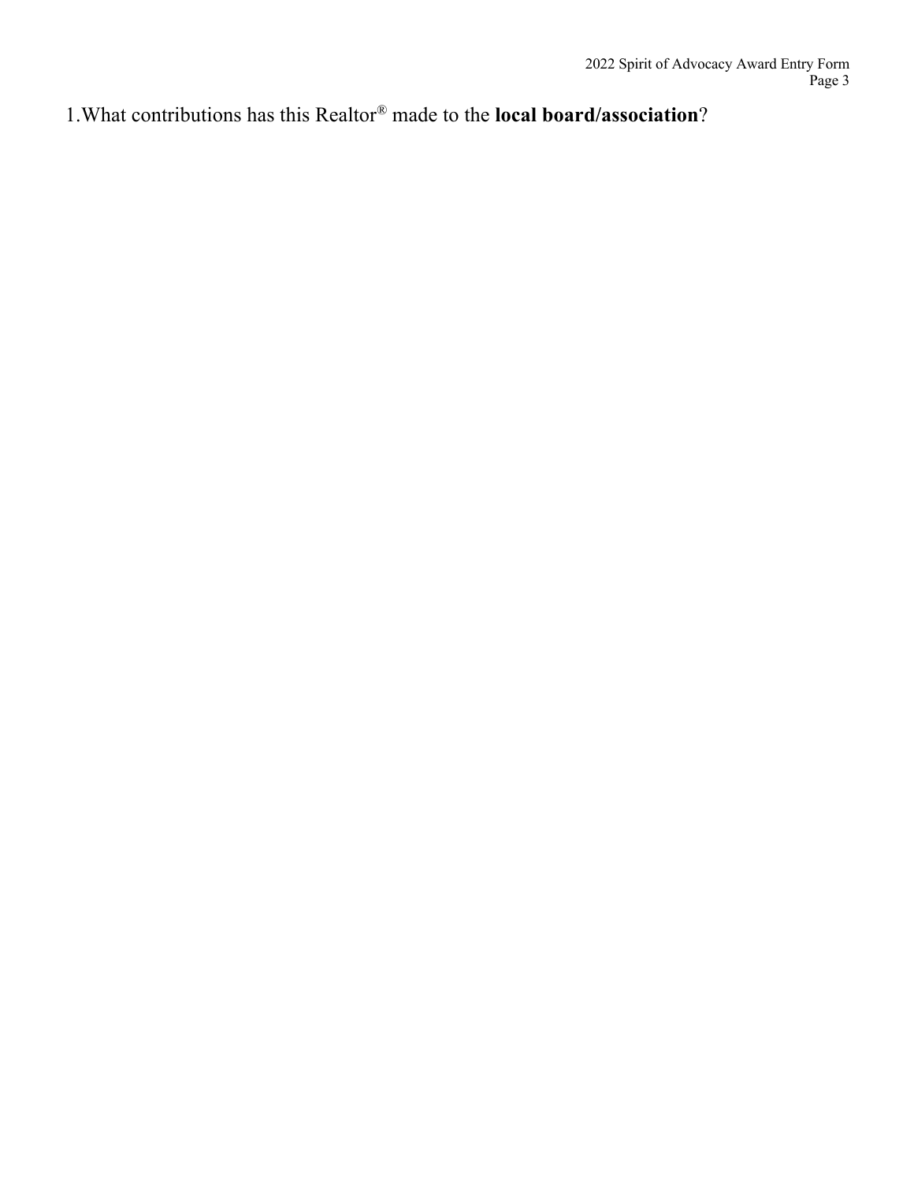1.What contributions has this Realtor® made to the **local board/association**?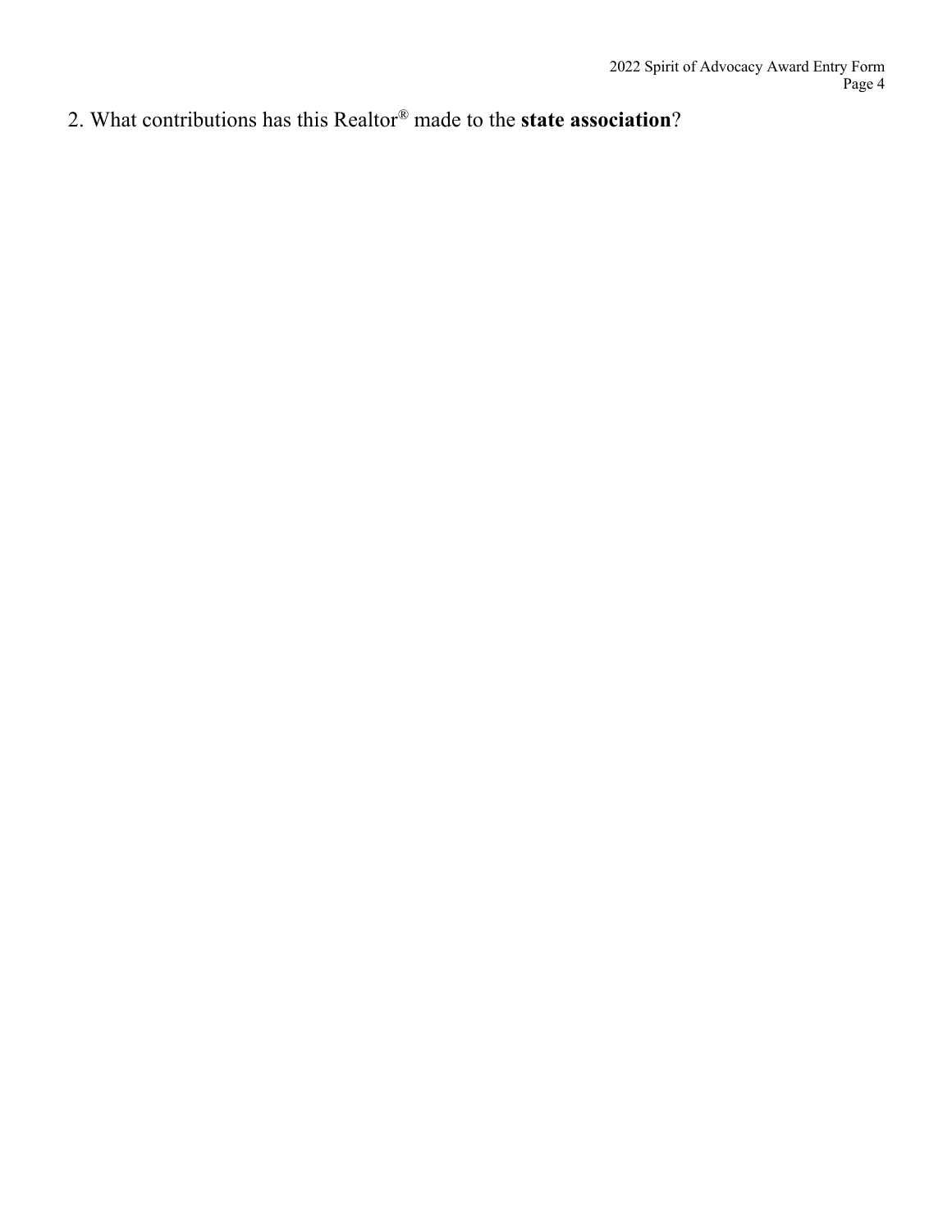2. What contributions has this Realtor® made to the **state association**?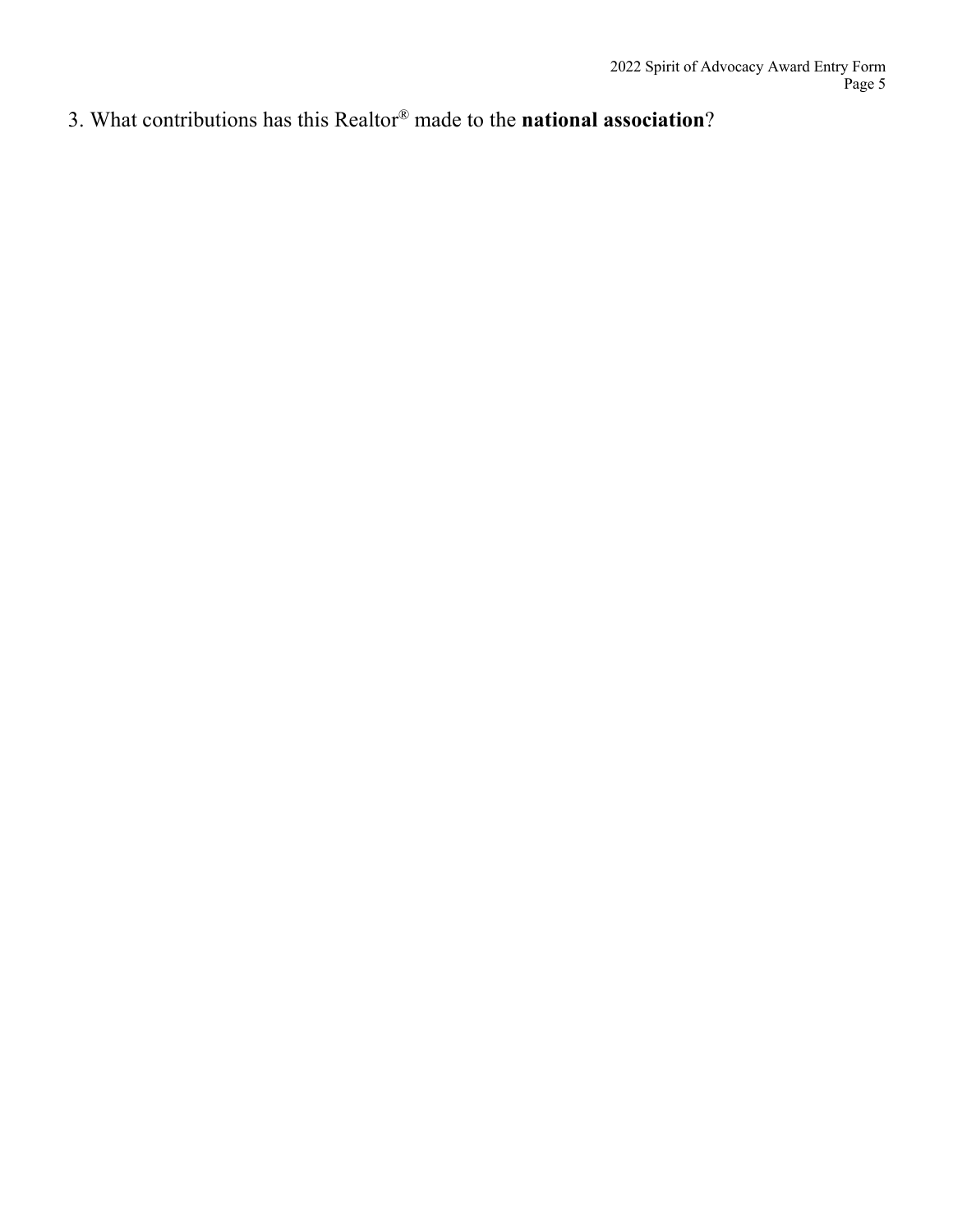3. What contributions has this Realtor® made to the **national association**?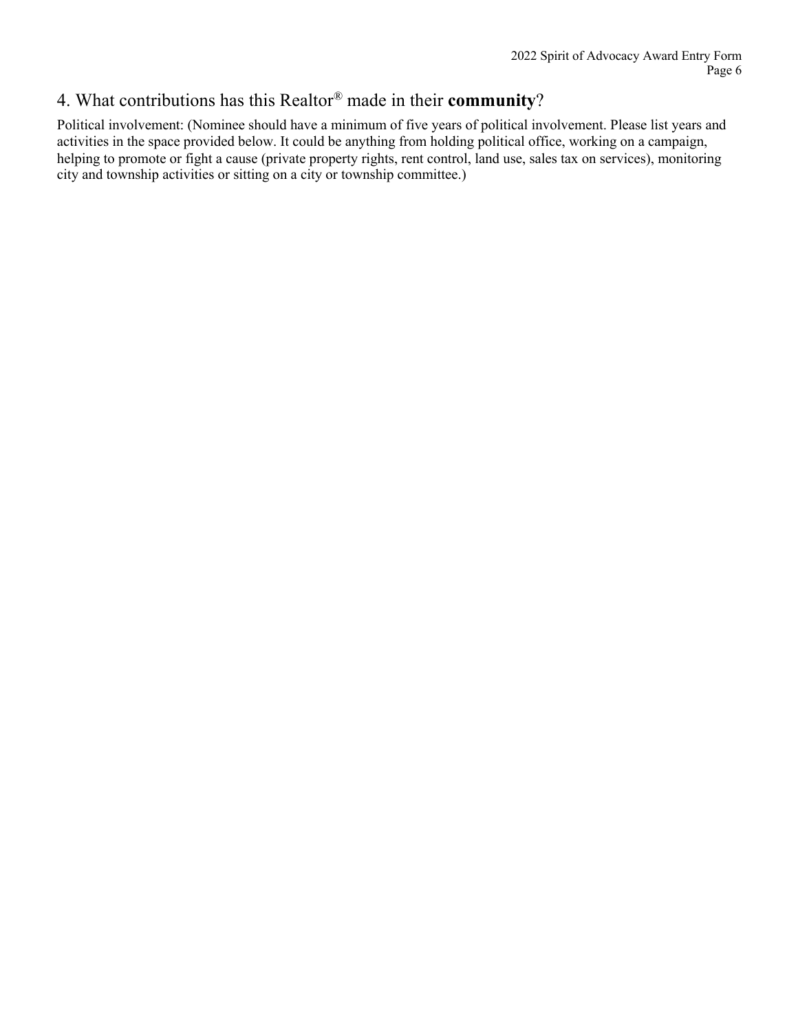## 4. What contributions has this Realtor® made in their **community**?

Political involvement: (Nominee should have a minimum of five years of political involvement. Please list years and activities in the space provided below. It could be anything from holding political office, working on a campaign, helping to promote or fight a cause (private property rights, rent control, land use, sales tax on services), monitoring city and township activities or sitting on a city or township committee.)